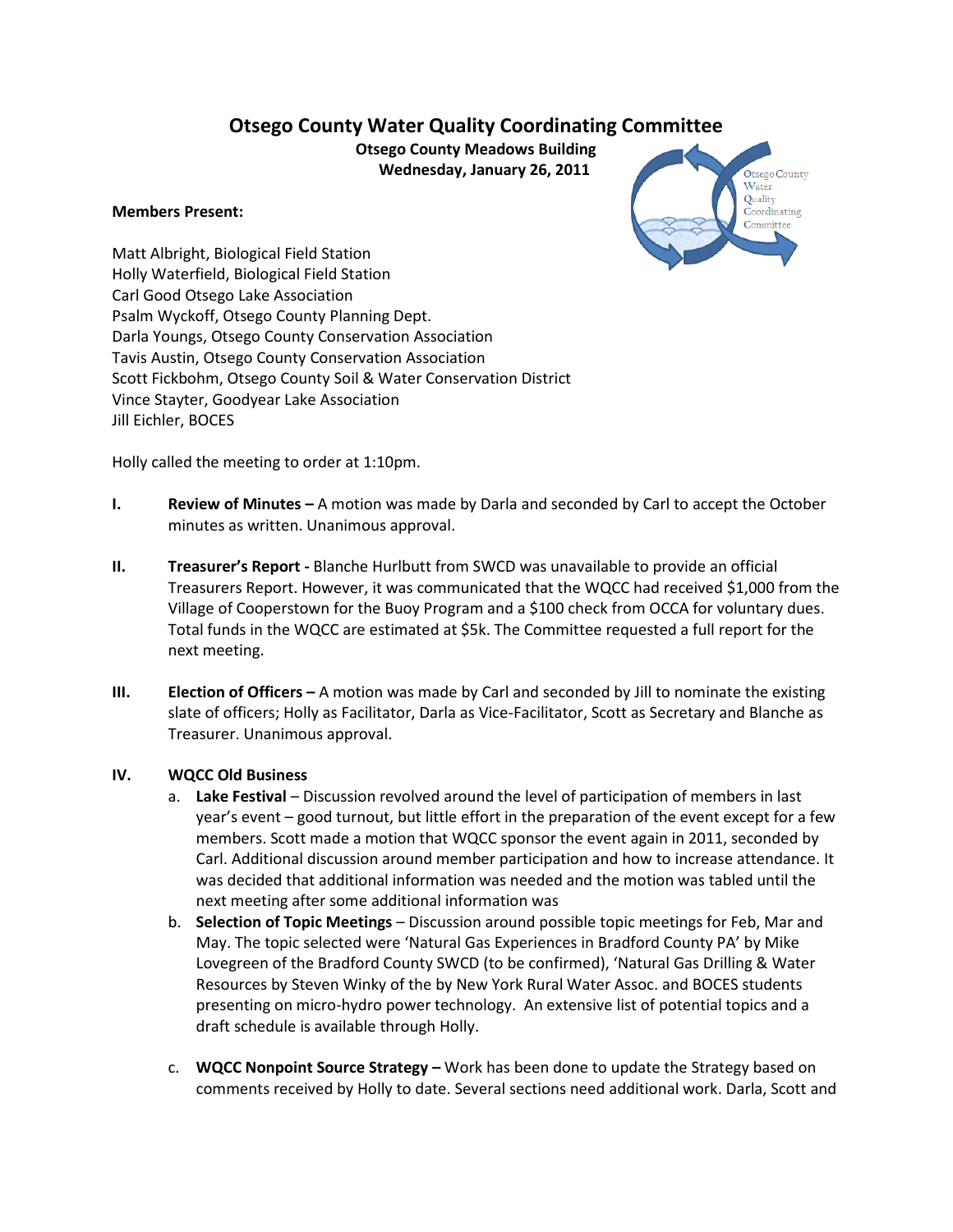# Otsego County Water Quality Coordinating Committee

**Otsego County Meadows Building**
**Wednesday, January 26, 2011**

Otsego County Water Quality Coordinating Committee

**Members Present:**

Matt Albright, Biological Field Station
Holly Waterfield, Biological Field Station
Carl Good Otsego Lake Association
Psalm Wyckoff, Otsego County Planning Dept.
Darla Youngs, Otsego County Conservation Association
Tavis Austin, Otsego County Conservation Association
Scott Fickbohm, Otsego County Soil & Water Conservation District
Vince Stayter, Goodyear Lake Association
Jill Eichler, BOCES

Holly called the meeting to order at 1:10pm.

**I.** **Review of Minutes –** A motion was made by Darla and seconded by Carl to accept the October minutes as written. Unanimous approval.

**II.** **Treasurer's Report -** Blanche Hurlbutt from SWCD was unavailable to provide an official Treasurers Report. However, it was communicated that the WQCC had received $1,000 from the Village of Cooperstown for the Buoy Program and a $100 check from OCCA for voluntary dues. Total funds in the WQCC are estimated at $5k. The Committee requested a full report for the next meeting.

**III.** **Election of Officers –** A motion was made by Carl and seconded by Jill to nominate the existing slate of officers; Holly as Facilitator, Darla as Vice-Facilitator, Scott as Secretary and Blanche as Treasurer. Unanimous approval.

**IV.** **WQCC Old Business**

a. **Lake Festival** – Discussion revolved around the level of participation of members in last year's event – good turnout, but little effort in the preparation of the event except for a few members. Scott made a motion that WQCC sponsor the event again in 2011, seconded by Carl. Additional discussion around member participation and how to increase attendance. It was decided that additional information was needed and the motion was tabled until the next meeting after some additional information was

b. **Selection of Topic Meetings** – Discussion around possible topic meetings for Feb, Mar and May. The topic selected were 'Natural Gas Experiences in Bradford County PA' by Mike Lovegreen of the Bradford County SWCD (to be confirmed), 'Natural Gas Drilling & Water Resources by Steven Winky of the by New York Rural Water Assoc. and BOCES students presenting on micro-hydro power technology. An extensive list of potential topics and a draft schedule is available through Holly.

c. **WQCC Nonpoint Source Strategy –** Work has been done to update the Strategy based on comments received by Holly to date. Several sections need additional work. Darla, Scott and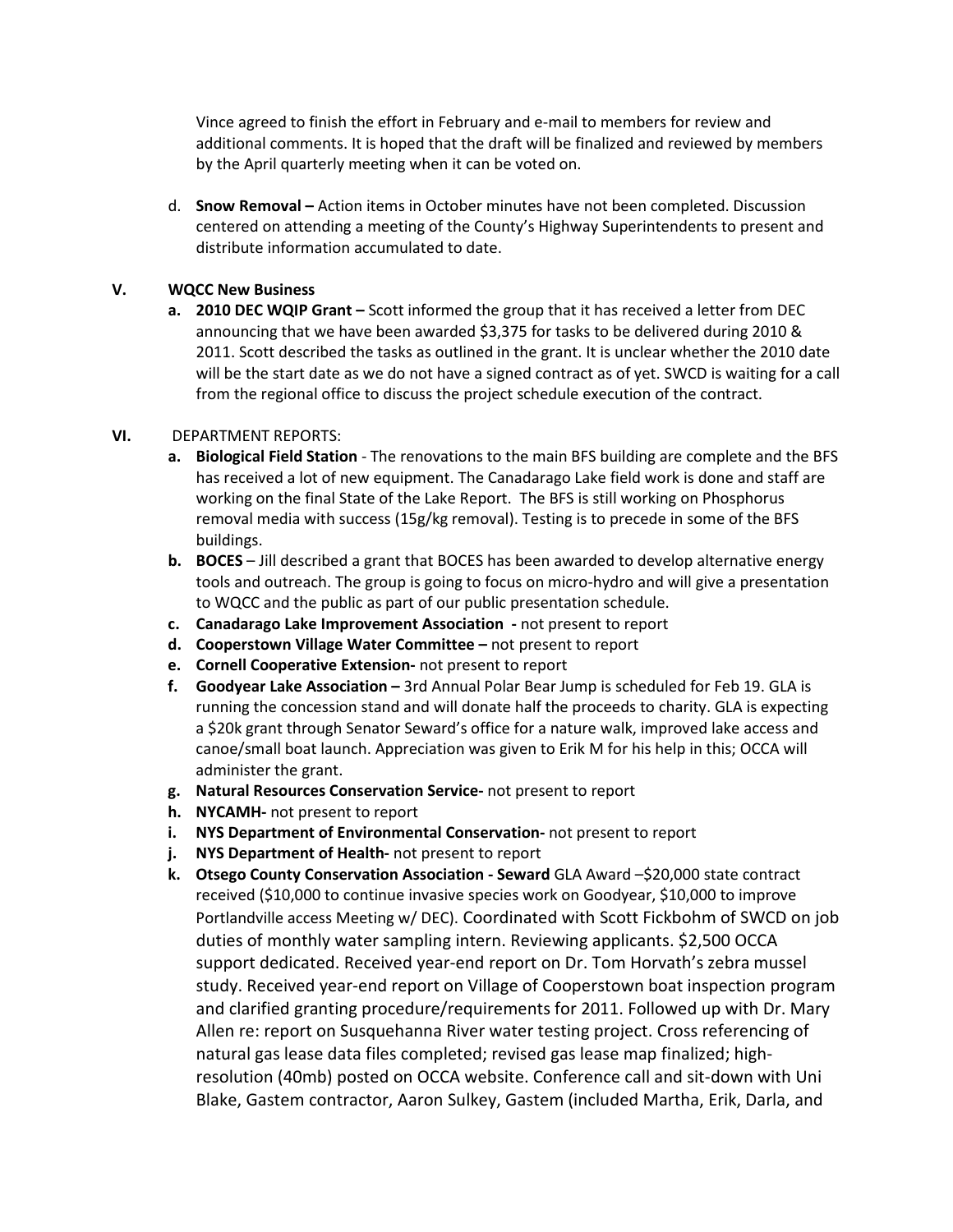Vince agreed to finish the effort in February and e-mail to members for review and additional comments. It is hoped that the draft will be finalized and reviewed by members by the April quarterly meeting when it can be voted on.

d. **Snow Removal –** Action items in October minutes have not been completed. Discussion centered on attending a meeting of the County's Highway Superintendents to present and distribute information accumulated to date.

**V. WQCC New Business**

a. **2010 DEC WQIP Grant –** Scott informed the group that it has received a letter from DEC announcing that we have been awarded $3,375 for tasks to be delivered during 2010 & 2011. Scott described the tasks as outlined in the grant. It is unclear whether the 2010 date will be the start date as we do not have a signed contract as of yet. SWCD is waiting for a call from the regional office to discuss the project schedule execution of the contract.

**VI.** DEPARTMENT REPORTS:

a. **Biological Field Station** - The renovations to the main BFS building are complete and the BFS has received a lot of new equipment. The Canadarago Lake field work is done and staff are working on the final State of the Lake Report. The BFS is still working on Phosphorus removal media with success (15g/kg removal). Testing is to precede in some of the BFS buildings.

b. **BOCES** – Jill described a grant that BOCES has been awarded to develop alternative energy tools and outreach. The group is going to focus on micro-hydro and will give a presentation to WQCC and the public as part of our public presentation schedule.

c. **Canadarago Lake Improvement Association -** not present to report

d. **Cooperstown Village Water Committee –** not present to report

e. **Cornell Cooperative Extension-** not present to report

f. **Goodyear Lake Association –** 3rd Annual Polar Bear Jump is scheduled for Feb 19. GLA is running the concession stand and will donate half the proceeds to charity. GLA is expecting a $20k grant through Senator Seward's office for a nature walk, improved lake access and canoe/small boat launch. Appreciation was given to Erik M for his help in this; OCCA will administer the grant.

g. **Natural Resources Conservation Service-** not present to report

h. **NYCAMH-** not present to report

i. **NYS Department of Environmental Conservation-** not present to report

j. **NYS Department of Health-** not present to report

k. **Otsego County Conservation Association - Seward** GLA Award –$20,000 state contract received ($10,000 to continue invasive species work on Goodyear, $10,000 to improve Portlandville access Meeting w/ DEC). Coordinated with Scott Fickbohm of SWCD on job duties of monthly water sampling intern. Reviewing applicants. $2,500 OCCA support dedicated. Received year-end report on Dr. Tom Horvath's zebra mussel study. Received year-end report on Village of Cooperstown boat inspection program and clarified granting procedure/requirements for 2011. Followed up with Dr. Mary Allen re: report on Susquehanna River water testing project. Cross referencing of natural gas lease data files completed; revised gas lease map finalized; high-resolution (40mb) posted on OCCA website. Conference call and sit-down with Uni Blake, Gastem contractor, Aaron Sulkey, Gastem (included Martha, Erik, Darla, and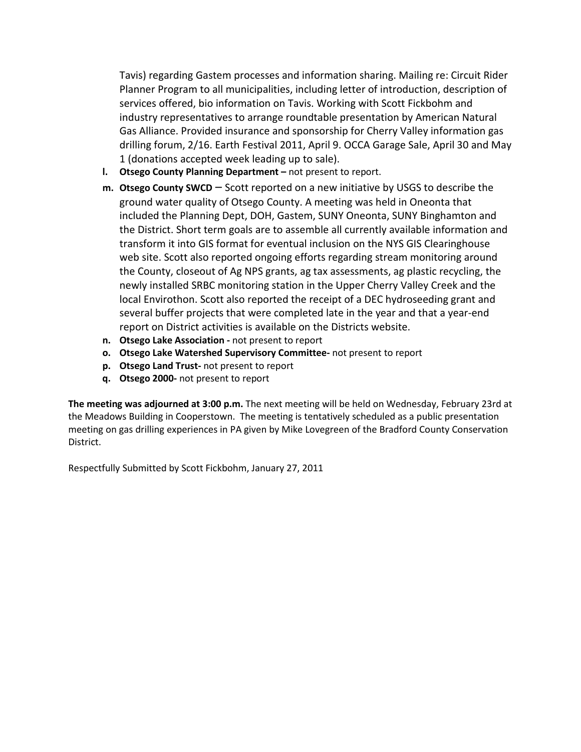Tavis) regarding Gastem processes and information sharing. Mailing re: Circuit Rider Planner Program to all municipalities, including letter of introduction, description of services offered, bio information on Tavis. Working with Scott Fickbohm and industry representatives to arrange roundtable presentation by American Natural Gas Alliance. Provided insurance and sponsorship for Cherry Valley information gas drilling forum, 2/16. Earth Festival 2011, April 9. OCCA Garage Sale, April 30 and May 1 (donations accepted week leading up to sale).

l. **Otsego County Planning Department –** not present to report.
m. **Otsego County SWCD** – Scott reported on a new initiative by USGS to describe the ground water quality of Otsego County. A meeting was held in Oneonta that included the Planning Dept, DOH, Gastem, SUNY Oneonta, SUNY Binghamton and the District. Short term goals are to assemble all currently available information and transform it into GIS format for eventual inclusion on the NYS GIS Clearinghouse web site. Scott also reported ongoing efforts regarding stream monitoring around the County, closeout of Ag NPS grants, ag tax assessments, ag plastic recycling, the newly installed SRBC monitoring station in the Upper Cherry Valley Creek and the local Envirothon. Scott also reported the receipt of a DEC hydroseeding grant and several buffer projects that were completed late in the year and that a year-end report on District activities is available on the Districts website.
n. **Otsego Lake Association -** not present to report
o. **Otsego Lake Watershed Supervisory Committee-** not present to report
p. **Otsego Land Trust-** not present to report
q. **Otsego 2000-** not present to report

**The meeting was adjourned at 3:00 p.m.** The next meeting will be held on Wednesday, February 23rd at the Meadows Building in Cooperstown. The meeting is tentatively scheduled as a public presentation meeting on gas drilling experiences in PA given by Mike Lovegreen of the Bradford County Conservation District.

Respectfully Submitted by Scott Fickbohm, January 27, 2011